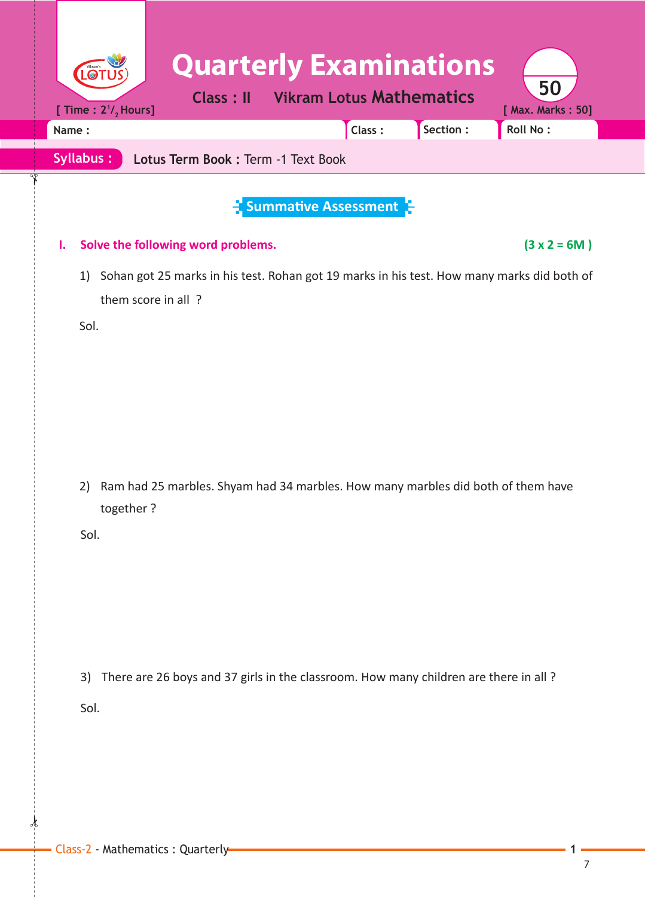# Quarterly Examinations

**Class : II     Vikram Lotus Mathematics**

[ Time : $2^1/_2$ Hours]     50     [ Max. Marks : 50]

| Name : | Class : | Section : | Roll No : |
|---|---|---|---|

**Syllabus :** **Lotus Term Book :** Term -1 Text Book

## Summative Assessment

**I. Solve the following word problems.** **(3 x 2 = 6M )**

1) Sohan got 25 marks in his test. Rohan got 19 marks in his test. How many marks did both of them score in all ?

Sol.

2) Ram had 25 marbles. Shyam had 34 marbles. How many marbles did both of them have together ?

Sol.

3) There are 26 boys and 37 girls in the classroom. How many children are there in all ?

Sol.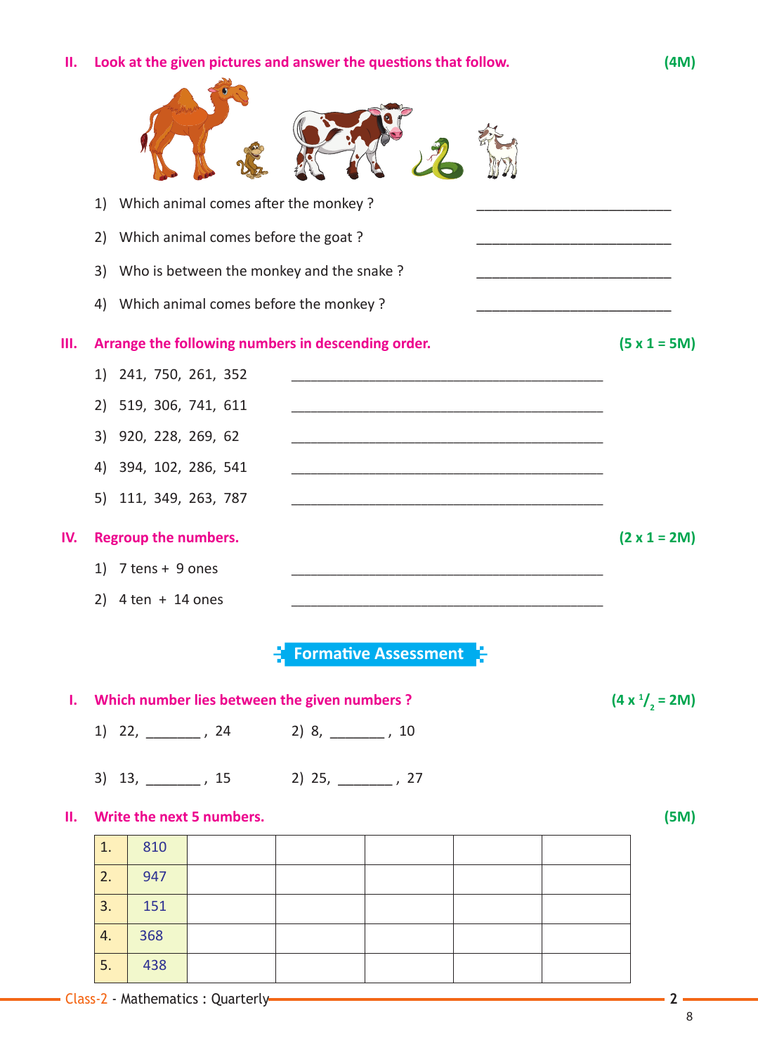**II. Look at the given pictures and answer the questions that follow.** **(4M)**

1) Which animal comes after the monkey ? \_\_\_\_\_\_\_\_\_\_\_\_\_\_\_\_\_\_\_\_\_\_\_\_\_\_

2) Which animal comes before the goat ? \_\_\_\_\_\_\_\_\_\_\_\_\_\_\_\_\_\_\_\_\_\_\_\_\_\_

3) Who is between the monkey and the snake ? \_\_\_\_\_\_\_\_\_\_\_\_\_\_\_\_\_\_\_\_\_\_\_\_\_\_

4) Which animal comes before the monkey ? \_\_\_\_\_\_\_\_\_\_\_\_\_\_\_\_\_\_\_\_\_\_\_\_\_\_

**III. Arrange the following numbers in descending order.** **(5 x 1 = 5M)**

1) 241, 750, 261, 352 \_\_\_\_\_\_\_\_\_\_\_\_\_\_\_\_\_\_\_\_\_\_\_\_\_\_\_\_\_\_\_\_\_\_\_\_\_\_\_\_

2) 519, 306, 741, 611 \_\_\_\_\_\_\_\_\_\_\_\_\_\_\_\_\_\_\_\_\_\_\_\_\_\_\_\_\_\_\_\_\_\_\_\_\_\_\_\_

3) 920, 228, 269, 62 \_\_\_\_\_\_\_\_\_\_\_\_\_\_\_\_\_\_\_\_\_\_\_\_\_\_\_\_\_\_\_\_\_\_\_\_\_\_\_\_

4) 394, 102, 286, 541 \_\_\_\_\_\_\_\_\_\_\_\_\_\_\_\_\_\_\_\_\_\_\_\_\_\_\_\_\_\_\_\_\_\_\_\_\_\_\_\_

5) 111, 349, 263, 787 \_\_\_\_\_\_\_\_\_\_\_\_\_\_\_\_\_\_\_\_\_\_\_\_\_\_\_\_\_\_\_\_\_\_\_\_\_\_\_\_

**IV. Regroup the numbers.** **(2 x 1 = 2M)**

1) 7 tens + 9 ones \_\_\_\_\_\_\_\_\_\_\_\_\_\_\_\_\_\_\_\_\_\_\_\_\_\_\_\_\_\_\_\_\_\_\_\_\_\_\_\_

2) 4 ten + 14 ones \_\_\_\_\_\_\_\_\_\_\_\_\_\_\_\_\_\_\_\_\_\_\_\_\_\_\_\_\_\_\_\_\_\_\_\_\_\_\_\_

## Formative Assessment

**I. Which number lies between the given numbers ?** **($4 \times \frac{1}{2} = 2$M)**

1) 22, \_\_\_\_\_\_\_ , 24    2) 8, \_\_\_\_\_\_\_ , 10

3) 13, \_\_\_\_\_\_\_ , 15    2) 25, \_\_\_\_\_\_\_ , 27

**II. Write the next 5 numbers.** **(5M)**

| | | | | | | |
|---|---|---|---|---|---|---|
| 1. | 810 | | | | | |
| 2. | 947 | | | | | |
| 3. | 151 | | | | | |
| 4. | 368 | | | | | |
| 5. | 438 | | | | | |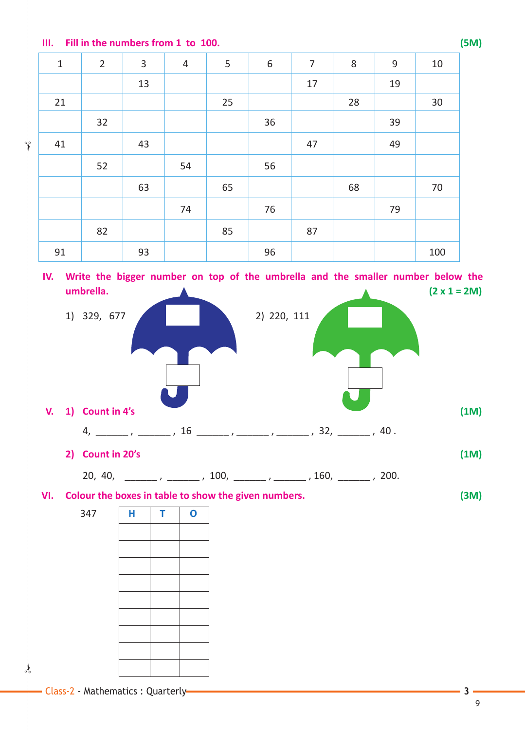**III. Fill in the numbers from 1 to 100.** **(5M)**

| 1 | 2 | 3 | 4 | 5 | 6 | 7 | 8 | 9 | 10 |
|---|---|---|---|---|---|---|---|---|---|
| | | 13 | | | | 17 | | 19 | |
| 21 | | | | 25 | | | 28 | | 30 |
| | 32 | | | | 36 | | | 39 | |
| 41 | | 43 | | | | 47 | | 49 | |
| | 52 | | 54 | | 56 | | | | |
| | | 63 | | 65 | | | 68 | | 70 |
| | | | 74 | | 76 | | | 79 | |
| | 82 | | | 85 | | 87 | | | |
| 91 | | 93 | | | 96 | | | | 100 |

**IV. Write the bigger number on top of the umbrella and the smaller number below the umbrella.** **(2 x 1 = 2M)**

1) 329, 677

2) 220, 111

**V. 1) Count in 4's** **(1M)**

4, ______ , ______ , 16 ______ , ______ , ______ , 32, ______ , 40 .

**2) Count in 20's** **(1M)**

20, 40, ______ , ______ , 100, ______ , ______ , 160, ______ , 200.

**VI. Colour the boxes in table to show the given numbers.** **(3M)**

347

| H | T | O |
|---|---|---|
| | | |
| | | |
| | | |
| | | |
| | | |
| | | |
| | | |
| | | |
| | | |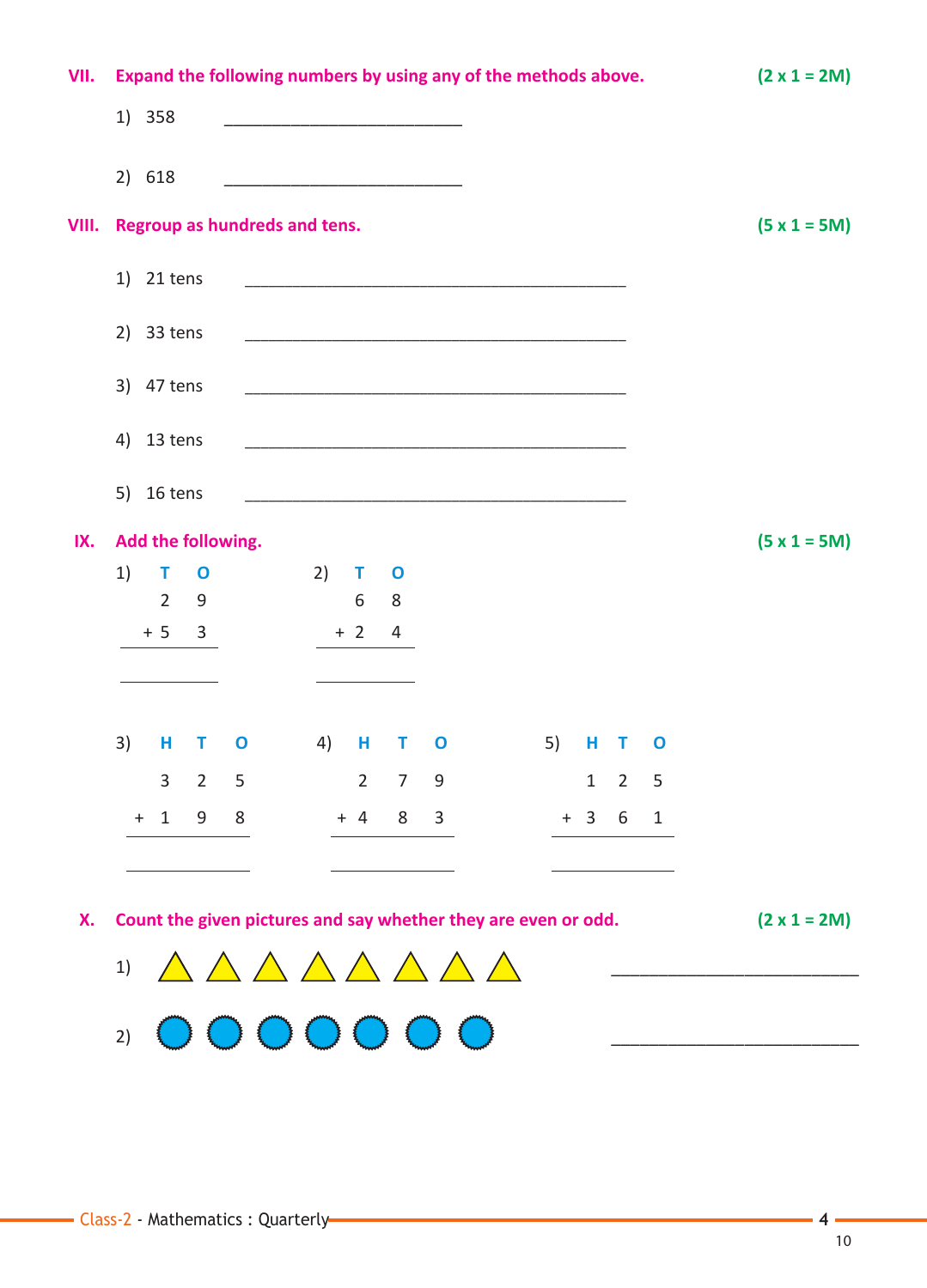## VII. Expand the following numbers by using any of the methods above. (2 x 1 = 2M)

1) 358 ______________________

2) 618 ______________________

## VIII. Regroup as hundreds and tens. (5 x 1 = 5M)

1) 21 tens ____________________________________

2) 33 tens ____________________________________

3) 47 tens ____________________________________

4) 13 tens ____________________________________

5) 16 tens ____________________________________

## IX. Add the following. (5 x 1 = 5M)

1)

| | T | O |
|---|---|---|
| | 2 | 9 |
| + | 5 | 3 |
| | | |

2)

| | T | O |
|---|---|---|
| | 6 | 8 |
| + | 2 | 4 |
| | | |

3)

| | H | T | O |
|---|---|---|---|
| | 3 | 2 | 5 |
| + | 1 | 9 | 8 |
| | | | |

4)

| | H | T | O |
|---|---|---|---|
| | 2 | 7 | 9 |
| + | 4 | 8 | 3 |
| | | | |

5)

| | H | T | O |
|---|---|---|---|
| | 1 | 2 | 5 |
| + | 3 | 6 | 1 |
| | | | |

## X. Count the given pictures and say whether they are even or odd. (2 x 1 = 2M)

1) △ △ △ △ △ △ △ △ ______________________

2) ● ● ● ● ● ● ● ______________________